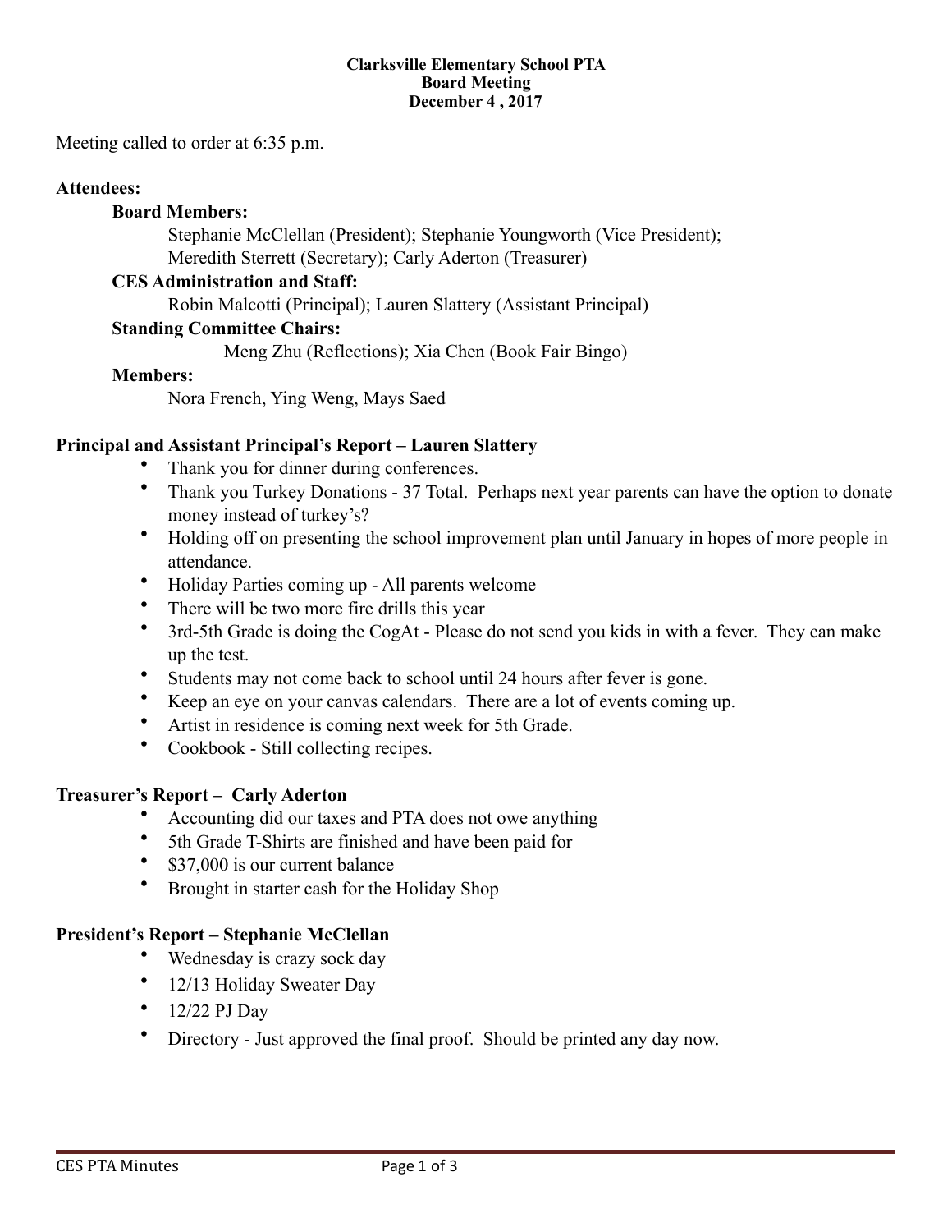**Clarksville Elementary School PTA**
**Board Meeting**
**December 4 , 2017**

Meeting called to order at 6:35 p.m.

**Attendees:**

**Board Members:**
Stephanie McClellan (President); Stephanie Youngworth (Vice President); Meredith Sterrett (Secretary); Carly Aderton (Treasurer)

**CES Administration and Staff:**
Robin Malcotti (Principal); Lauren Slattery (Assistant Principal)

**Standing Committee Chairs:**
Meng Zhu (Reflections); Xia Chen (Book Fair Bingo)

**Members:**
Nora French, Ying Weng, Mays Saed

**Principal and Assistant Principal's Report – Lauren Slattery**

- Thank you for dinner during conferences.
- Thank you Turkey Donations - 37 Total. Perhaps next year parents can have the option to donate money instead of turkey's?
- Holding off on presenting the school improvement plan until January in hopes of more people in attendance.
- Holiday Parties coming up - All parents welcome
- There will be two more fire drills this year
- 3rd-5th Grade is doing the CogAt - Please do not send you kids in with a fever. They can make up the test.
- Students may not come back to school until 24 hours after fever is gone.
- Keep an eye on your canvas calendars. There are a lot of events coming up.
- Artist in residence is coming next week for 5th Grade.
- Cookbook - Still collecting recipes.

**Treasurer's Report – Carly Aderton**

- Accounting did our taxes and PTA does not owe anything
- 5th Grade T-Shirts are finished and have been paid for
- $37,000 is our current balance
- Brought in starter cash for the Holiday Shop

**President's Report – Stephanie McClellan**

- Wednesday is crazy sock day
- 12/13 Holiday Sweater Day
- 12/22 PJ Day
- Directory - Just approved the final proof. Should be printed any day now.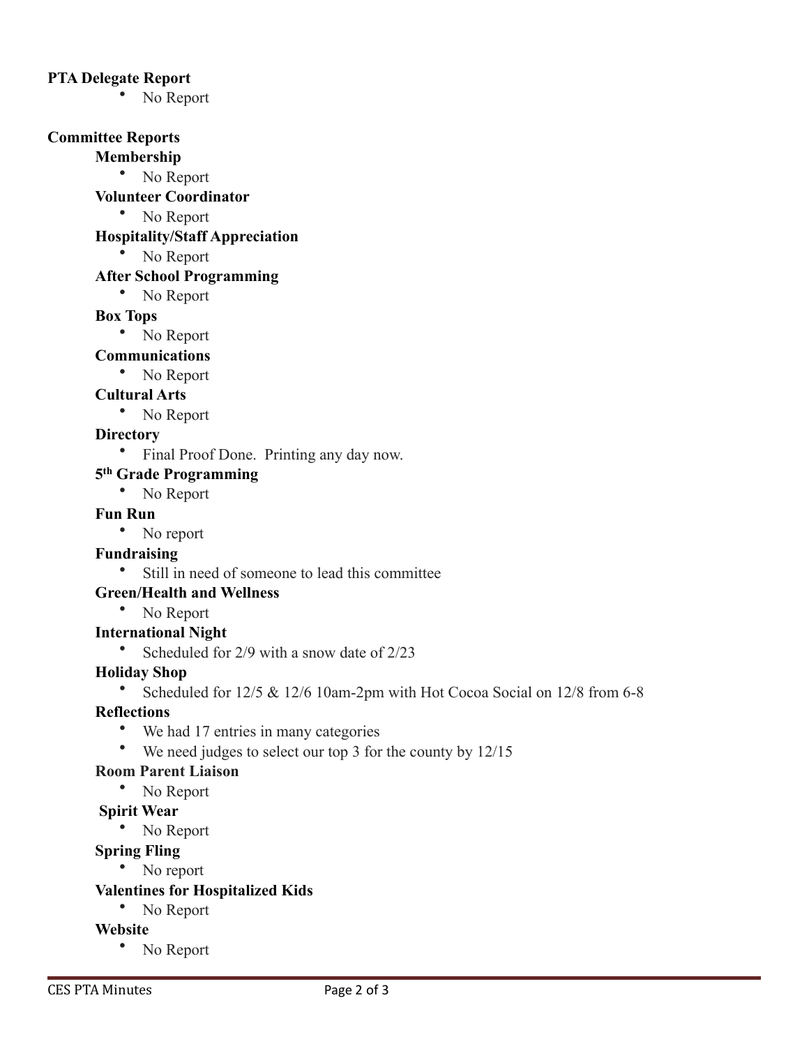**PTA Delegate Report**

- No Report

**Committee Reports**

**Membership**

- No Report

**Volunteer Coordinator**

- No Report

**Hospitality/Staff Appreciation**

- No Report

**After School Programming**

- No Report

**Box Tops**

- No Report

**Communications**

- No Report

**Cultural Arts**

- No Report

**Directory**

- Final Proof Done. Printing any day now.

**5th Grade Programming**

- No Report

**Fun Run**

- No report

**Fundraising**

- Still in need of someone to lead this committee

**Green/Health and Wellness**

- No Report

**International Night**

- Scheduled for 2/9 with a snow date of 2/23

**Holiday Shop**

- Scheduled for 12/5 & 12/6 10am-2pm with Hot Cocoa Social on 12/8 from 6-8

**Reflections**

- We had 17 entries in many categories
- We need judges to select our top 3 for the county by 12/15

**Room Parent Liaison**

- No Report

**Spirit Wear**

- No Report

**Spring Fling**

- No report

**Valentines for Hospitalized Kids**

- No Report

**Website**

- No Report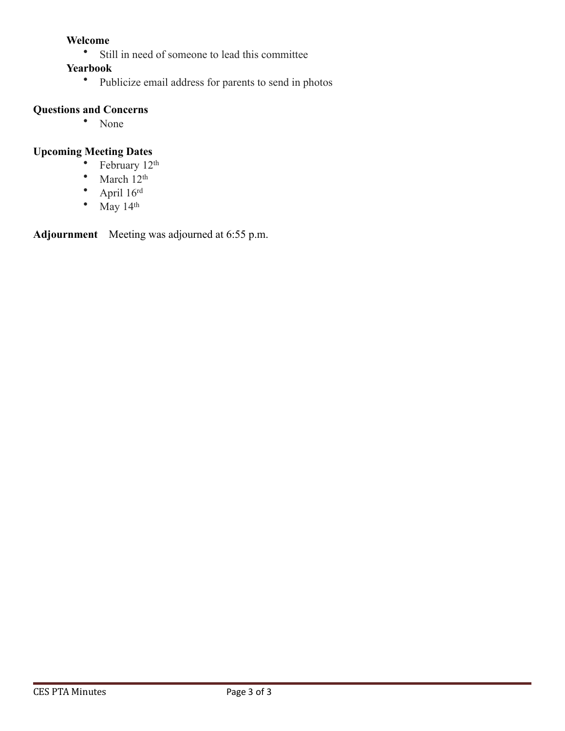**Welcome**

- Still in need of someone to lead this committee

**Yearbook**

- Publicize email address for parents to send in photos

**Questions and Concerns**

- None

**Upcoming Meeting Dates**

- February 12th
- March 12th
- April 16rd
- May 14th

**Adjournment** Meeting was adjourned at 6:55 p.m.